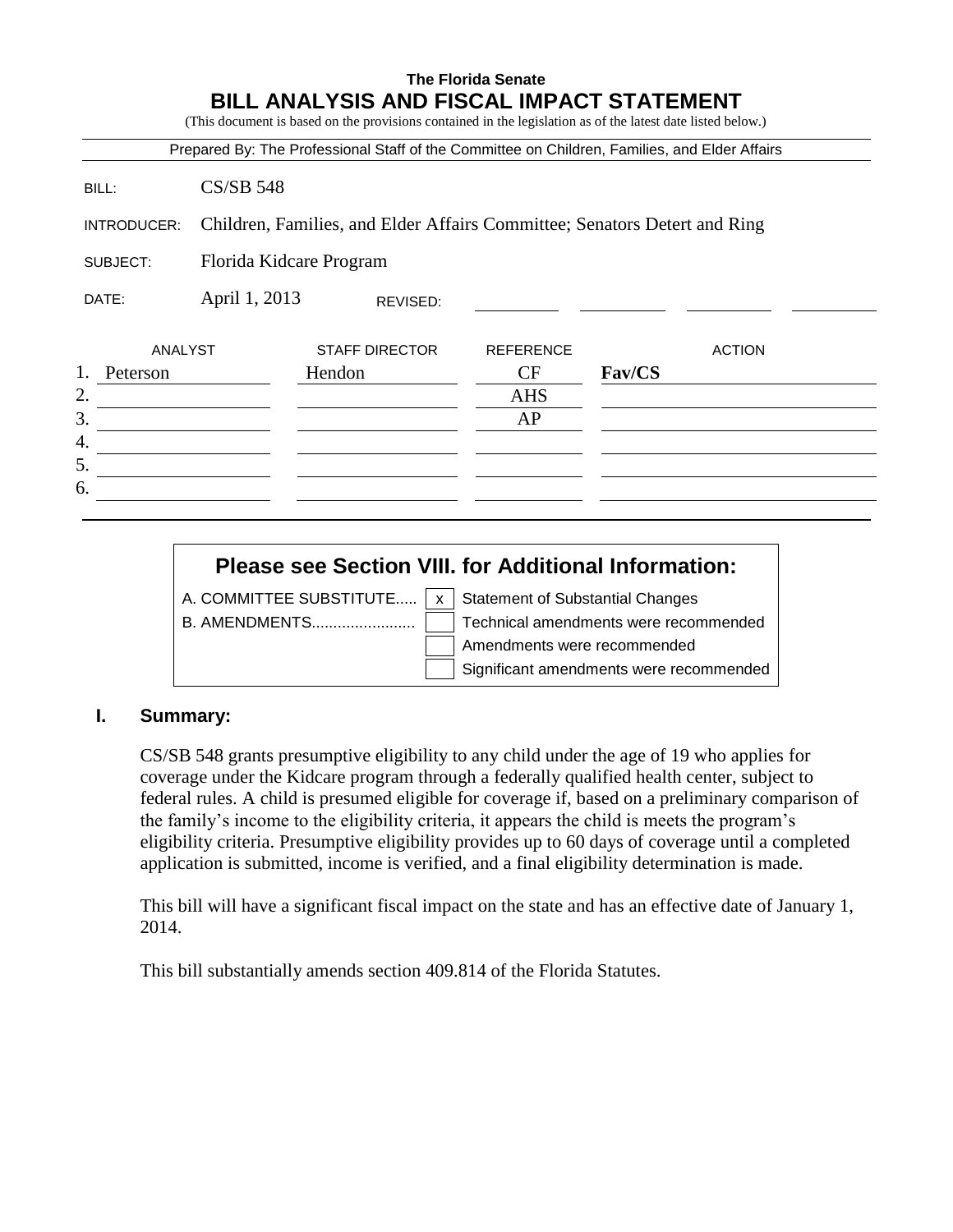**The Florida Senate**

# BILL ANALYSIS AND FISCAL IMPACT STATEMENT

(This document is based on the provisions contained in the legislation as of the latest date listed below.)

Prepared By: The Professional Staff of the Committee on Children, Families, and Elder Affairs

| | |
|---|---|
| BILL: | CS/SB 548 |
| INTRODUCER: | Children, Families, and Elder Affairs Committee; Senators Detert and Ring |
| SUBJECT: | Florida Kidcare Program |
| DATE: | April 1, 2013 REVISED: |

| | ANALYST | STAFF DIRECTOR | REFERENCE | ACTION |
|---|---|---|---|---|
| 1. | Peterson | Hendon | CF | **Fav/CS** |
| 2. | | | AHS | |
| 3. | | | AP | |
| 4. | | | | |
| 5. | | | | |
| 6. | | | | |

**Please see Section VIII. for Additional Information:**

| | | |
|---|---|---|
| A. COMMITTEE SUBSTITUTE..... | x | Statement of Substantial Changes |
| B. AMENDMENTS........................ | | Technical amendments were recommended |
| | | Amendments were recommended |
| | | Significant amendments were recommended |

## I. Summary:

CS/SB 548 grants presumptive eligibility to any child under the age of 19 who applies for coverage under the Kidcare program through a federally qualified health center, subject to federal rules. A child is presumed eligible for coverage if, based on a preliminary comparison of the family's income to the eligibility criteria, it appears the child is meets the program's eligibility criteria. Presumptive eligibility provides up to 60 days of coverage until a completed application is submitted, income is verified, and a final eligibility determination is made.

This bill will have a significant fiscal impact on the state and has an effective date of January 1, 2014.

This bill substantially amends section 409.814 of the Florida Statutes.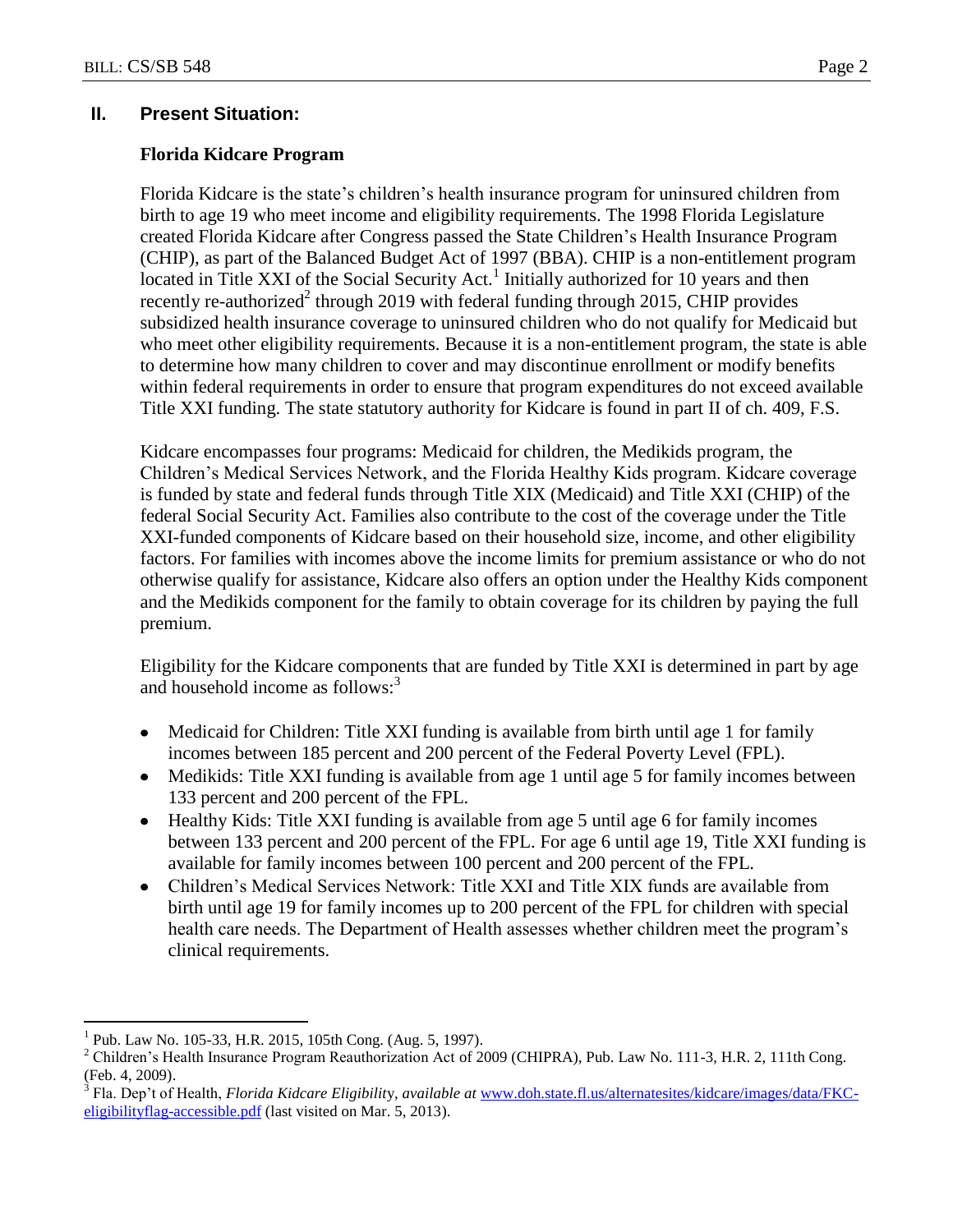## II. Present Situation:

### Florida Kidcare Program

Florida Kidcare is the state's children's health insurance program for uninsured children from birth to age 19 who meet income and eligibility requirements. The 1998 Florida Legislature created Florida Kidcare after Congress passed the State Children's Health Insurance Program (CHIP), as part of the Balanced Budget Act of 1997 (BBA). CHIP is a non-entitlement program located in Title XXI of the Social Security Act.[1] Initially authorized for 10 years and then recently re-authorized[2] through 2019 with federal funding through 2015, CHIP provides subsidized health insurance coverage to uninsured children who do not qualify for Medicaid but who meet other eligibility requirements. Because it is a non-entitlement program, the state is able to determine how many children to cover and may discontinue enrollment or modify benefits within federal requirements in order to ensure that program expenditures do not exceed available Title XXI funding. The state statutory authority for Kidcare is found in part II of ch. 409, F.S.

Kidcare encompasses four programs: Medicaid for children, the Medikids program, the Children's Medical Services Network, and the Florida Healthy Kids program. Kidcare coverage is funded by state and federal funds through Title XIX (Medicaid) and Title XXI (CHIP) of the federal Social Security Act. Families also contribute to the cost of the coverage under the Title XXI-funded components of Kidcare based on their household size, income, and other eligibility factors. For families with incomes above the income limits for premium assistance or who do not otherwise qualify for assistance, Kidcare also offers an option under the Healthy Kids component and the Medikids component for the family to obtain coverage for its children by paying the full premium.

Eligibility for the Kidcare components that are funded by Title XXI is determined in part by age and household income as follows:[3]

- Medicaid for Children: Title XXI funding is available from birth until age 1 for family incomes between 185 percent and 200 percent of the Federal Poverty Level (FPL).
- Medikids: Title XXI funding is available from age 1 until age 5 for family incomes between 133 percent and 200 percent of the FPL.
- Healthy Kids: Title XXI funding is available from age 5 until age 6 for family incomes between 133 percent and 200 percent of the FPL. For age 6 until age 19, Title XXI funding is available for family incomes between 100 percent and 200 percent of the FPL.
- Children's Medical Services Network: Title XXI and Title XIX funds are available from birth until age 19 for family incomes up to 200 percent of the FPL for children with special health care needs. The Department of Health assesses whether children meet the program's clinical requirements.

---

[1] Pub. Law No. 105-33, H.R. 2015, 105th Cong. (Aug. 5, 1997).

[2] Children's Health Insurance Program Reauthorization Act of 2009 (CHIPRA), Pub. Law No. 111-3, H.R. 2, 111th Cong. (Feb. 4, 2009).

[3] Fla. Dep't of Health, *Florida Kidcare Eligibility*, *available at* www.doh.state.fl.us/alternatesites/kidcare/images/data/FKC-eligibilityflag-accessible.pdf (last visited on Mar. 5, 2013).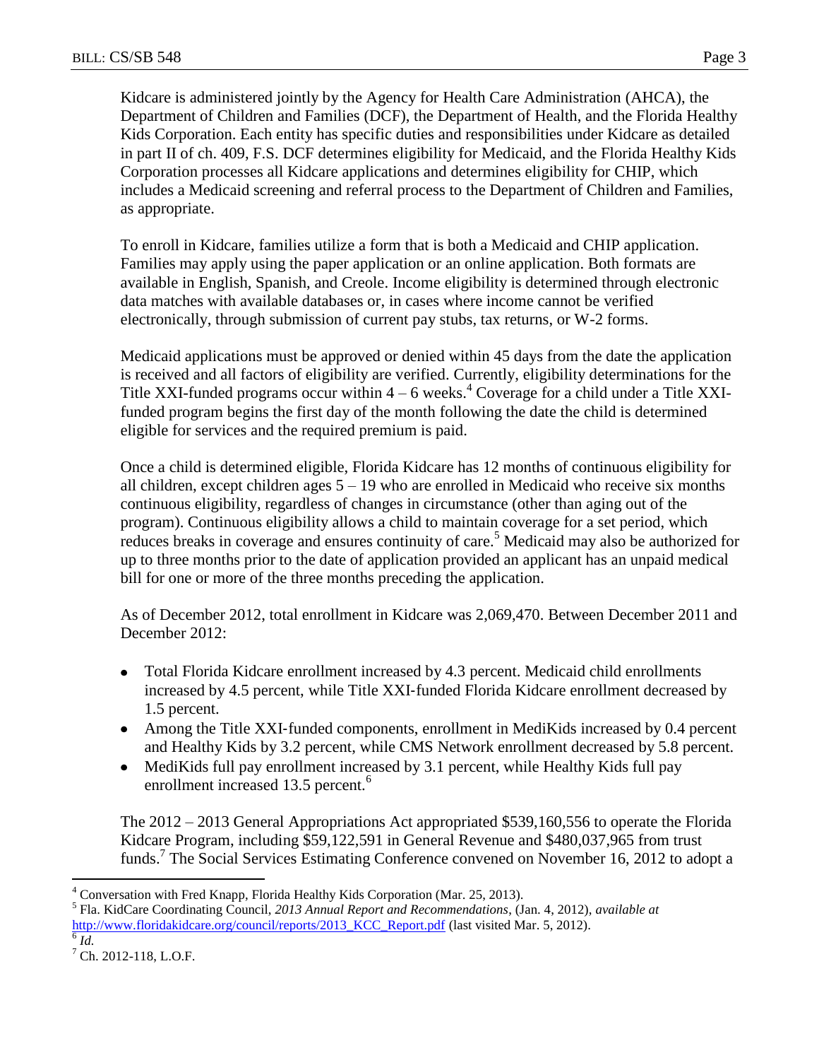Kidcare is administered jointly by the Agency for Health Care Administration (AHCA), the Department of Children and Families (DCF), the Department of Health, and the Florida Healthy Kids Corporation. Each entity has specific duties and responsibilities under Kidcare as detailed in part II of ch. 409, F.S. DCF determines eligibility for Medicaid, and the Florida Healthy Kids Corporation processes all Kidcare applications and determines eligibility for CHIP, which includes a Medicaid screening and referral process to the Department of Children and Families, as appropriate.

To enroll in Kidcare, families utilize a form that is both a Medicaid and CHIP application. Families may apply using the paper application or an online application. Both formats are available in English, Spanish, and Creole. Income eligibility is determined through electronic data matches with available databases or, in cases where income cannot be verified electronically, through submission of current pay stubs, tax returns, or W-2 forms.

Medicaid applications must be approved or denied within 45 days from the date the application is received and all factors of eligibility are verified. Currently, eligibility determinations for the Title XXI-funded programs occur within 4 – 6 weeks.[4] Coverage for a child under a Title XXI-funded program begins the first day of the month following the date the child is determined eligible for services and the required premium is paid.

Once a child is determined eligible, Florida Kidcare has 12 months of continuous eligibility for all children, except children ages 5 – 19 who are enrolled in Medicaid who receive six months continuous eligibility, regardless of changes in circumstance (other than aging out of the program). Continuous eligibility allows a child to maintain coverage for a set period, which reduces breaks in coverage and ensures continuity of care.[5] Medicaid may also be authorized for up to three months prior to the date of application provided an applicant has an unpaid medical bill for one or more of the three months preceding the application.

As of December 2012, total enrollment in Kidcare was 2,069,470. Between December 2011 and December 2012:

- Total Florida Kidcare enrollment increased by 4.3 percent. Medicaid child enrollments increased by 4.5 percent, while Title XXI-funded Florida Kidcare enrollment decreased by 1.5 percent.
- Among the Title XXI-funded components, enrollment in MediKids increased by 0.4 percent and Healthy Kids by 3.2 percent, while CMS Network enrollment decreased by 5.8 percent.
- MediKids full pay enrollment increased by 3.1 percent, while Healthy Kids full pay enrollment increased 13.5 percent.[6]

The 2012 – 2013 General Appropriations Act appropriated $539,160,556 to operate the Florida Kidcare Program, including $59,122,591 in General Revenue and $480,037,965 from trust funds.[7] The Social Services Estimating Conference convened on November 16, 2012 to adopt a

---

[4] Conversation with Fred Knapp, Florida Healthy Kids Corporation (Mar. 25, 2013).

[5] Fla. KidCare Coordinating Council, *2013 Annual Report and Recommendations*, (Jan. 4, 2012), *available at* http://www.floridakidcare.org/council/reports/2013_KCC_Report.pdf (last visited Mar. 5, 2012).

[6] *Id.*

[7] Ch. 2012-118, L.O.F.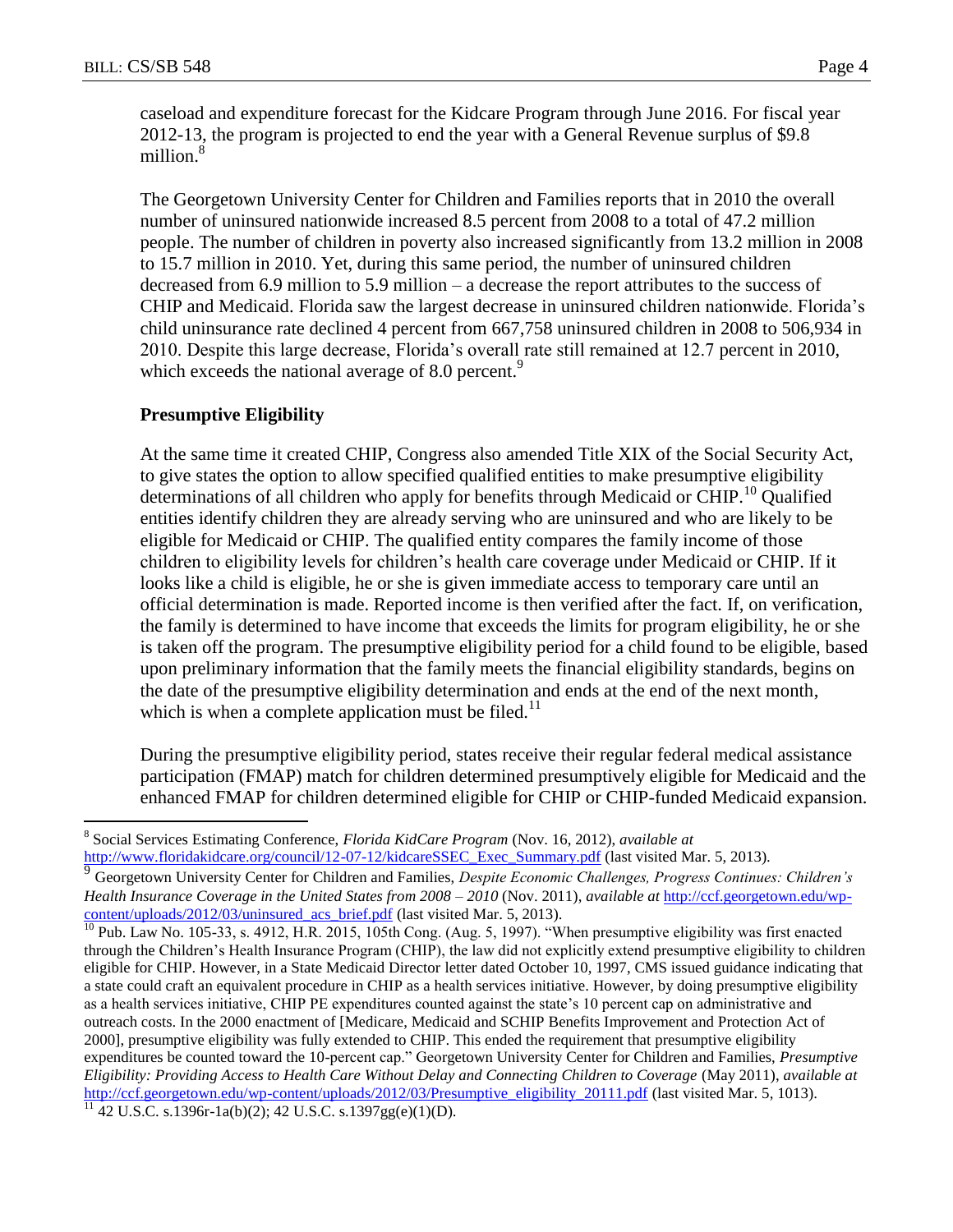caseload and expenditure forecast for the Kidcare Program through June 2016. For fiscal year 2012-13, the program is projected to end the year with a General Revenue surplus of $9.8 million.[8]

The Georgetown University Center for Children and Families reports that in 2010 the overall number of uninsured nationwide increased 8.5 percent from 2008 to a total of 47.2 million people. The number of children in poverty also increased significantly from 13.2 million in 2008 to 15.7 million in 2010. Yet, during this same period, the number of uninsured children decreased from 6.9 million to 5.9 million – a decrease the report attributes to the success of CHIP and Medicaid. Florida saw the largest decrease in uninsured children nationwide. Florida's child uninsurance rate declined 4 percent from 667,758 uninsured children in 2008 to 506,934 in 2010. Despite this large decrease, Florida's overall rate still remained at 12.7 percent in 2010, which exceeds the national average of 8.0 percent.[9]

**Presumptive Eligibility**

At the same time it created CHIP, Congress also amended Title XIX of the Social Security Act, to give states the option to allow specified qualified entities to make presumptive eligibility determinations of all children who apply for benefits through Medicaid or CHIP.[10] Qualified entities identify children they are already serving who are uninsured and who are likely to be eligible for Medicaid or CHIP. The qualified entity compares the family income of those children to eligibility levels for children's health care coverage under Medicaid or CHIP. If it looks like a child is eligible, he or she is given immediate access to temporary care until an official determination is made. Reported income is then verified after the fact. If, on verification, the family is determined to have income that exceeds the limits for program eligibility, he or she is taken off the program. The presumptive eligibility period for a child found to be eligible, based upon preliminary information that the family meets the financial eligibility standards, begins on the date of the presumptive eligibility determination and ends at the end of the next month, which is when a complete application must be filed.[11]

During the presumptive eligibility period, states receive their regular federal medical assistance participation (FMAP) match for children determined presumptively eligible for Medicaid and the enhanced FMAP for children determined eligible for CHIP or CHIP-funded Medicaid expansion.

---

[8] Social Services Estimating Conference, *Florida KidCare Program* (Nov. 16, 2012), *available at* http://www.floridakidcare.org/council/12-07-12/kidcareSSEC_Exec_Summary.pdf (last visited Mar. 5, 2013).

[9] Georgetown University Center for Children and Families, *Despite Economic Challenges, Progress Continues: Children's Health Insurance Coverage in the United States from 2008 – 2010* (Nov. 2011), *available at* http://ccf.georgetown.edu/wp-content/uploads/2012/03/uninsured_acs_brief.pdf (last visited Mar. 5, 2013).

[10] Pub. Law No. 105-33, s. 4912, H.R. 2015, 105th Cong. (Aug. 5, 1997). "When presumptive eligibility was first enacted through the Children's Health Insurance Program (CHIP), the law did not explicitly extend presumptive eligibility to children eligible for CHIP. However, in a State Medicaid Director letter dated October 10, 1997, CMS issued guidance indicating that a state could craft an equivalent procedure in CHIP as a health services initiative. However, by doing presumptive eligibility as a health services initiative, CHIP PE expenditures counted against the state's 10 percent cap on administrative and outreach costs. In the 2000 enactment of [Medicare, Medicaid and SCHIP Benefits Improvement and Protection Act of 2000], presumptive eligibility was fully extended to CHIP. This ended the requirement that presumptive eligibility expenditures be counted toward the 10-percent cap." Georgetown University Center for Children and Families, *Presumptive Eligibility: Providing Access to Health Care Without Delay and Connecting Children to Coverage* (May 2011), *available at* http://ccf.georgetown.edu/wp-content/uploads/2012/03/Presumptive_eligibility_20111.pdf (last visited Mar. 5, 1013).

[11] 42 U.S.C. s.1396r-1a(b)(2); 42 U.S.C. s.1397gg(e)(1)(D).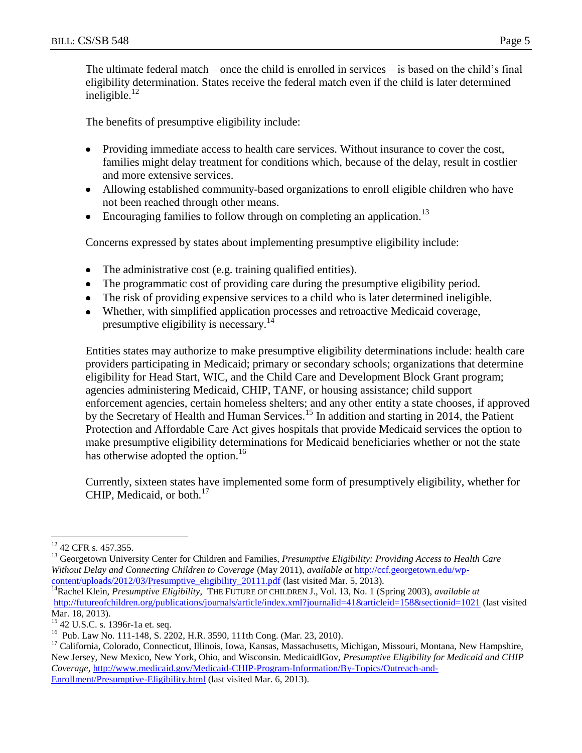The ultimate federal match – once the child is enrolled in services – is based on the child's final eligibility determination. States receive the federal match even if the child is later determined ineligible.[12]

The benefits of presumptive eligibility include:

- Providing immediate access to health care services. Without insurance to cover the cost, families might delay treatment for conditions which, because of the delay, result in costlier and more extensive services.
- Allowing established community-based organizations to enroll eligible children who have not been reached through other means.
- Encouraging families to follow through on completing an application.[13]

Concerns expressed by states about implementing presumptive eligibility include:

- The administrative cost (e.g. training qualified entities).
- The programmatic cost of providing care during the presumptive eligibility period.
- The risk of providing expensive services to a child who is later determined ineligible.
- Whether, with simplified application processes and retroactive Medicaid coverage, presumptive eligibility is necessary.[14]

Entities states may authorize to make presumptive eligibility determinations include: health care providers participating in Medicaid; primary or secondary schools; organizations that determine eligibility for Head Start, WIC, and the Child Care and Development Block Grant program; agencies administering Medicaid, CHIP, TANF, or housing assistance; child support enforcement agencies, certain homeless shelters; and any other entity a state chooses, if approved by the Secretary of Health and Human Services.[15] In addition and starting in 2014, the Patient Protection and Affordable Care Act gives hospitals that provide Medicaid services the option to make presumptive eligibility determinations for Medicaid beneficiaries whether or not the state has otherwise adopted the option.[16]

Currently, sixteen states have implemented some form of presumptively eligibility, whether for CHIP, Medicaid, or both.[17]

---

[12] 42 CFR s. 457.355.

[13] Georgetown University Center for Children and Families, *Presumptive Eligibility: Providing Access to Health Care Without Delay and Connecting Children to Coverage* (May 2011), *available at* http://ccf.georgetown.edu/wp-content/uploads/2012/03/Presumptive_eligibility_20111.pdf (last visited Mar. 5, 2013).

[14] Rachel Klein, *Presumptive Eligibility,* THE FUTURE OF CHILDREN J., Vol. 13, No. 1 (Spring 2003), *available at* http://futureofchildren.org/publications/journals/article/index.xml?journalid=41&articleid=158&sectionid=1021 (last visited Mar. 18, 2013).

[15] 42 U.S.C. s. 1396r-1a et. seq.

[16] Pub. Law No. 111-148, S. 2202, H.R. 3590, 111th Cong. (Mar. 23, 2010).

[17] California, Colorado, Connecticut, Illinois, Iowa, Kansas, Massachusetts, Michigan, Missouri, Montana, New Hampshire, New Jersey, New Mexico, New York, Ohio, and Wisconsin. MedicaidlGov, *Presumptive Eligibility for Medicaid and CHIP Coverage,* http://www.medicaid.gov/Medicaid-CHIP-Program-Information/By-Topics/Outreach-and-Enrollment/Presumptive-Eligibility.html (last visited Mar. 6, 2013).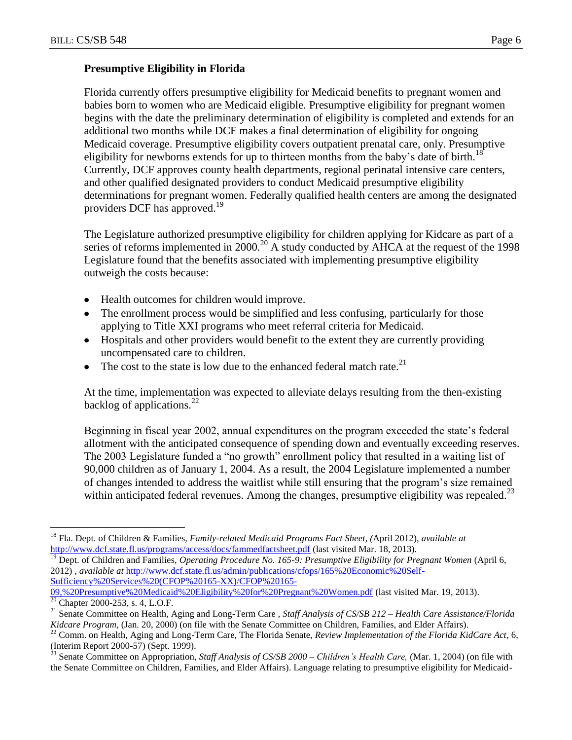**Presumptive Eligibility in Florida**

Florida currently offers presumptive eligibility for Medicaid benefits to pregnant women and babies born to women who are Medicaid eligible. Presumptive eligibility for pregnant women begins with the date the preliminary determination of eligibility is completed and extends for an additional two months while DCF makes a final determination of eligibility for ongoing Medicaid coverage. Presumptive eligibility covers outpatient prenatal care, only. Presumptive eligibility for newborns extends for up to thirteen months from the baby's date of birth.[18] Currently, DCF approves county health departments, regional perinatal intensive care centers, and other qualified designated providers to conduct Medicaid presumptive eligibility determinations for pregnant women. Federally qualified health centers are among the designated providers DCF has approved.[19]

The Legislature authorized presumptive eligibility for children applying for Kidcare as part of a series of reforms implemented in 2000.[20] A study conducted by AHCA at the request of the 1998 Legislature found that the benefits associated with implementing presumptive eligibility outweigh the costs because:

- Health outcomes for children would improve.
- The enrollment process would be simplified and less confusing, particularly for those applying to Title XXI programs who meet referral criteria for Medicaid.
- Hospitals and other providers would benefit to the extent they are currently providing uncompensated care to children.
- The cost to the state is low due to the enhanced federal match rate.[21]

At the time, implementation was expected to alleviate delays resulting from the then-existing backlog of applications.[22]

Beginning in fiscal year 2002, annual expenditures on the program exceeded the state's federal allotment with the anticipated consequence of spending down and eventually exceeding reserves. The 2003 Legislature funded a "no growth" enrollment policy that resulted in a waiting list of 90,000 children as of January 1, 2004. As a result, the 2004 Legislature implemented a number of changes intended to address the waitlist while still ensuring that the program's size remained within anticipated federal revenues. Among the changes, presumptive eligibility was repealed.[23]

---

[18] Fla. Dept. of Children & Families, *Family-related Medicaid Programs Fact Sheet*, (April 2012), *available at* http://www.dcf.state.fl.us/programs/access/docs/fammedfactsheet.pdf (last visited Mar. 18, 2013).

[19] Dept. of Children and Families, *Operating Procedure No. 165-9: Presumptive Eligibility for Pregnant Women* (April 6, 2012) , *available at* http://www.dcf.state.fl.us/admin/publications/cfops/165%20Economic%20Self-Sufficiency%20Services%20(CFOP%20165-XX)/CFOP%20165-09,%20Presumptive%20Medicaid%20Eligibility%20for%20Pregnant%20Women.pdf (last visited Mar. 19, 2013).

[20] Chapter 2000-253, s. 4, L.O.F.

[21] Senate Committee on Health, Aging and Long-Term Care , *Staff Analysis of CS/SB 212 – Health Care Assistance/Florida Kidcare Program*, (Jan. 20, 2000) (on file with the Senate Committee on Children, Families, and Elder Affairs).

[22] Comm. on Health, Aging and Long-Term Care, The Florida Senate, *Review Implementation of the Florida KidCare Act*, 6, (Interim Report 2000-57) (Sept. 1999).

[23] Senate Committee on Appropriation, *Staff Analysis of CS/SB 2000 – Children's Health Care,* (Mar. 1, 2004) (on file with the Senate Committee on Children, Families, and Elder Affairs). Language relating to presumptive eligibility for Medicaid-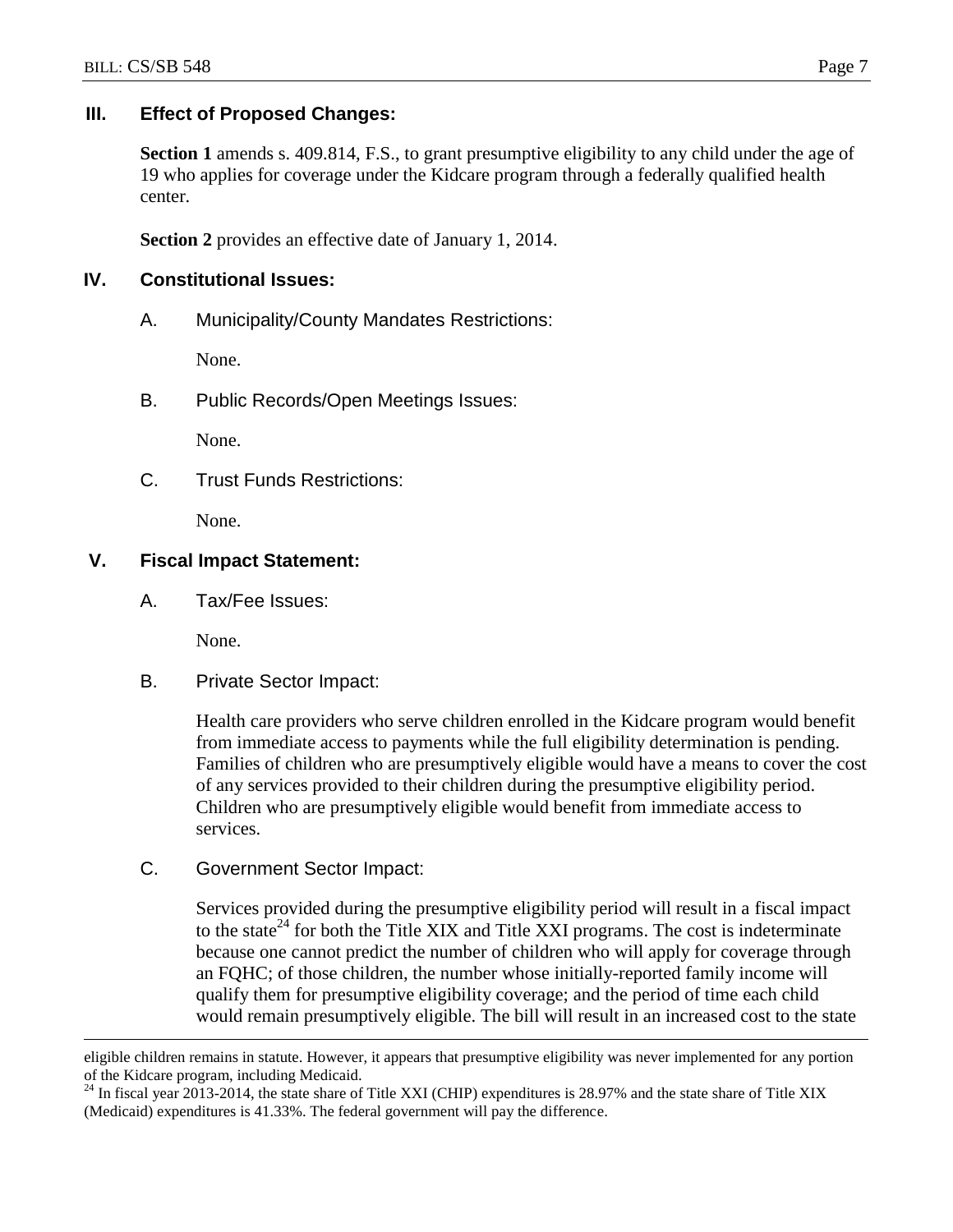## III. Effect of Proposed Changes:

**Section 1** amends s. 409.814, F.S., to grant presumptive eligibility to any child under the age of 19 who applies for coverage under the Kidcare program through a federally qualified health center.

**Section 2** provides an effective date of January 1, 2014.

## IV. Constitutional Issues:

A. Municipality/County Mandates Restrictions:

None.

B. Public Records/Open Meetings Issues:

None.

C. Trust Funds Restrictions:

None.

## V. Fiscal Impact Statement:

A. Tax/Fee Issues:

None.

B. Private Sector Impact:

Health care providers who serve children enrolled in the Kidcare program would benefit from immediate access to payments while the full eligibility determination is pending. Families of children who are presumptively eligible would have a means to cover the cost of any services provided to their children during the presumptive eligibility period. Children who are presumptively eligible would benefit from immediate access to services.

C. Government Sector Impact:

Services provided during the presumptive eligibility period will result in a fiscal impact to the state[24] for both the Title XIX and Title XXI programs. The cost is indeterminate because one cannot predict the number of children who will apply for coverage through an FQHC; of those children, the number whose initially-reported family income will qualify them for presumptive eligibility coverage; and the period of time each child would remain presumptively eligible. The bill will result in an increased cost to the state

---

eligible children remains in statute. However, it appears that presumptive eligibility was never implemented for any portion of the Kidcare program, including Medicaid.

[24] In fiscal year 2013-2014, the state share of Title XXI (CHIP) expenditures is 28.97% and the state share of Title XIX (Medicaid) expenditures is 41.33%. The federal government will pay the difference.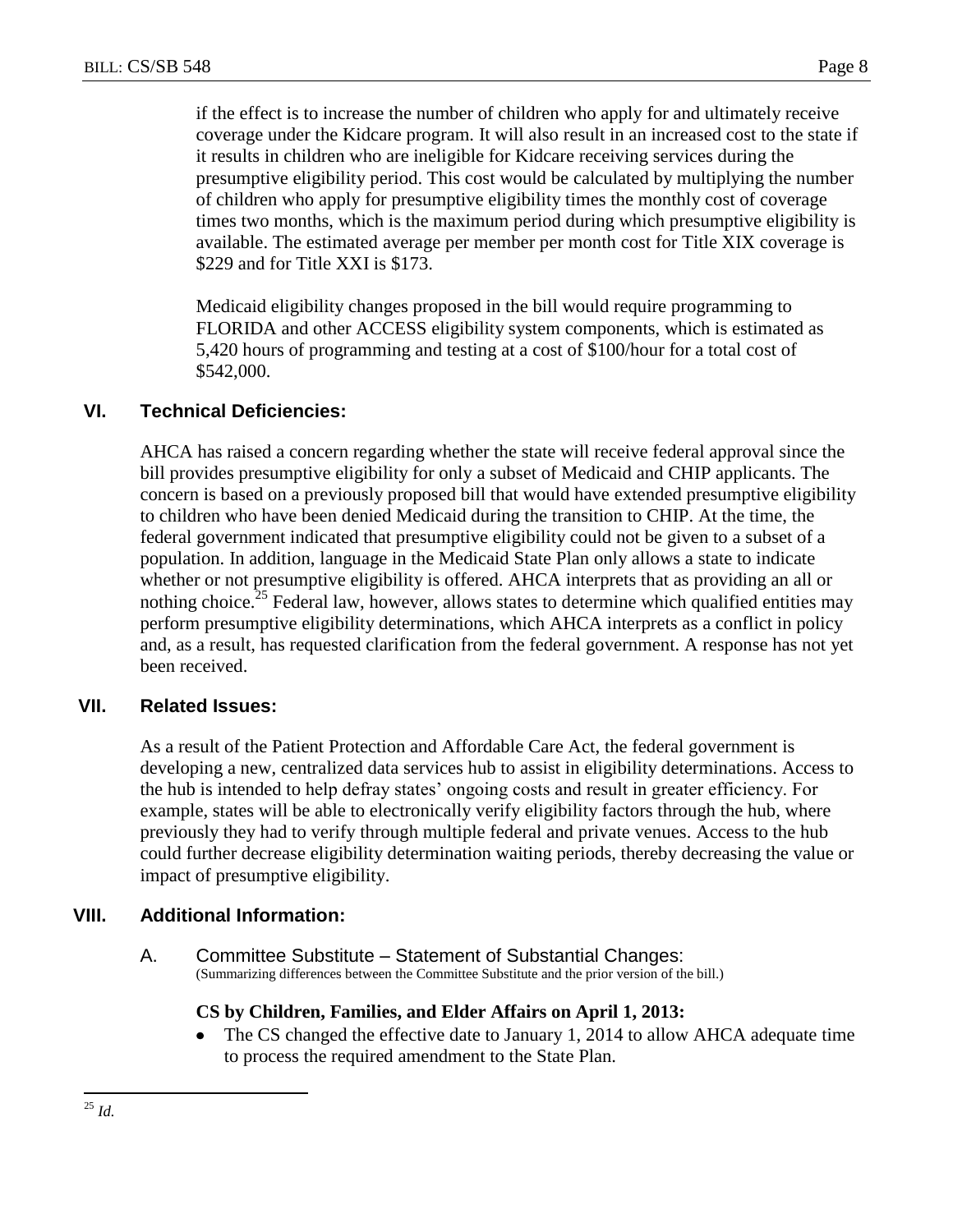if the effect is to increase the number of children who apply for and ultimately receive coverage under the Kidcare program. It will also result in an increased cost to the state if it results in children who are ineligible for Kidcare receiving services during the presumptive eligibility period. This cost would be calculated by multiplying the number of children who apply for presumptive eligibility times the monthly cost of coverage times two months, which is the maximum period during which presumptive eligibility is available. The estimated average per member per month cost for Title XIX coverage is $229 and for Title XXI is $173.

Medicaid eligibility changes proposed in the bill would require programming to FLORIDA and other ACCESS eligibility system components, which is estimated as 5,420 hours of programming and testing at a cost of $100/hour for a total cost of $542,000.

## VI. Technical Deficiencies:

AHCA has raised a concern regarding whether the state will receive federal approval since the bill provides presumptive eligibility for only a subset of Medicaid and CHIP applicants. The concern is based on a previously proposed bill that would have extended presumptive eligibility to children who have been denied Medicaid during the transition to CHIP. At the time, the federal government indicated that presumptive eligibility could not be given to a subset of a population. In addition, language in the Medicaid State Plan only allows a state to indicate whether or not presumptive eligibility is offered. AHCA interprets that as providing an all or nothing choice.[25] Federal law, however, allows states to determine which qualified entities may perform presumptive eligibility determinations, which AHCA interprets as a conflict in policy and, as a result, has requested clarification from the federal government. A response has not yet been received.

## VII. Related Issues:

As a result of the Patient Protection and Affordable Care Act, the federal government is developing a new, centralized data services hub to assist in eligibility determinations. Access to the hub is intended to help defray states' ongoing costs and result in greater efficiency. For example, states will be able to electronically verify eligibility factors through the hub, where previously they had to verify through multiple federal and private venues. Access to the hub could further decrease eligibility determination waiting periods, thereby decreasing the value or impact of presumptive eligibility.

## VIII. Additional Information:

A. Committee Substitute – Statement of Substantial Changes:
(Summarizing differences between the Committee Substitute and the prior version of the bill.)

**CS by Children, Families, and Elder Affairs on April 1, 2013:**

- The CS changed the effective date to January 1, 2014 to allow AHCA adequate time to process the required amendment to the State Plan.

[25] *Id.*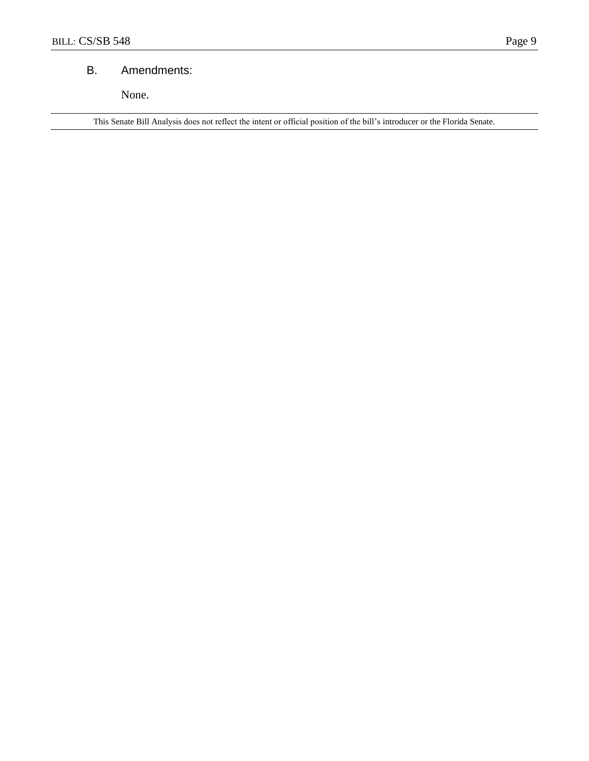## B. Amendments:

None.

---

This Senate Bill Analysis does not reflect the intent or official position of the bill's introducer or the Florida Senate.

---